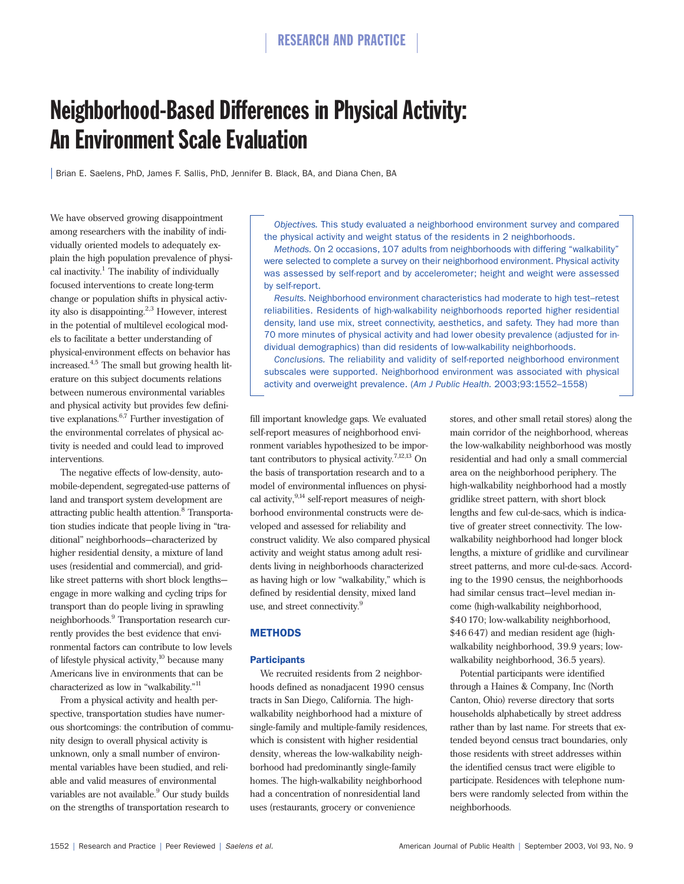# Neighborhood-Based Differences in Physical Activity: An Environment Scale Evaluation

Brian E. Saelens, PhD, James F. Sallis, PhD, Jennifer B. Black, BA, and Diana Chen, BA

*Objectives.* This study evaluated a neighborhood environment survey and compared the physical activity and weight status of the residents in 2 neighborhoods.

*Methods.* On 2 occasions, 107 adults from neighborhoods with differing "walkability" were selected to complete a survey on their neighborhood environment. Physical activity was assessed by self-report and by accelerometer; height and weight were assessed by self-report.

*Results.* Neighborhood environment characteristics had moderate to high test–retest reliabilities. Residents of high-walkability neighborhoods reported higher residential density, land use mix, street connectivity, aesthetics, and safety. They had more than 70 more minutes of physical activity and had lower obesity prevalence (adjusted for individual demographics) than did residents of low-walkability neighborhoods.

*Conclusions.* The reliability and validity of self-reported neighborhood environment subscales were supported. Neighborhood environment was associated with physical activity and overweight prevalence. (*Am J Public Health.* 2003;93:1552–1558)

We have observed growing disappointment among researchers with the inability of individually oriented models to adequately explain the high population prevalence of physical inactivity.[1] The inability of individually focused interventions to create long-term change or population shifts in physical activity also is disappointing.[2,3] However, interest in the potential of multilevel ecological models to facilitate a better understanding of physical-environment effects on behavior has increased.[4,5] The small but growing health literature on this subject documents relations between numerous environmental variables and physical activity but provides few definitive explanations.[6,7] Further investigation of the environmental correlates of physical activity is needed and could lead to improved interventions.

The negative effects of low-density, automobile-dependent, segregated-use patterns of land and transport system development are attracting public health attention.[8] Transportation studies indicate that people living in "traditional" neighborhoods—characterized by higher residential density, a mixture of land uses (residential and commercial), and gridlike street patterns with short block lengths—engage in more walking and cycling trips for transport than do people living in sprawling neighborhoods.[9] Transportation research currently provides the best evidence that environmental factors can contribute to low levels of lifestyle physical activity,[10] because many Americans live in environments that can be characterized as low in "walkability."[11]

From a physical activity and health perspective, transportation studies have numerous shortcomings: the contribution of community design to overall physical activity is unknown, only a small number of environmental variables have been studied, and reliable and valid measures of environmental variables are not available.[9] Our study builds on the strengths of transportation research to fill important knowledge gaps. We evaluated self-report measures of neighborhood environment variables hypothesized to be important contributors to physical activity.[7,12,13] On the basis of transportation research and to a model of environmental influences on physical activity,[9,14] self-report measures of neighborhood environmental constructs were developed and assessed for reliability and construct validity. We also compared physical activity and weight status among adult residents living in neighborhoods characterized as having high or low "walkability," which is defined by residential density, mixed land use, and street connectivity.[9]

## METHODS

### Participants

We recruited residents from 2 neighborhoods defined as nonadjacent 1990 census tracts in San Diego, California. The high-walkability neighborhood had a mixture of single-family and multiple-family residences, which is consistent with higher residential density, whereas the low-walkability neighborhood had predominantly single-family homes. The high-walkability neighborhood had a concentration of nonresidential land uses (restaurants, grocery or convenience stores, and other small retail stores) along the main corridor of the neighborhood, whereas the low-walkability neighborhood was mostly residential and had only a small commercial area on the neighborhood periphery. The high-walkability neighborhood had a mostly gridlike street pattern, with short block lengths and few cul-de-sacs, which is indicative of greater street connectivity. The low-walkability neighborhood had longer block lengths, a mixture of gridlike and curvilinear street patterns, and more cul-de-sacs. According to the 1990 census, the neighborhoods had similar census tract–level median income (high-walkability neighborhood, $40 170; low-walkability neighborhood, $46 647) and median resident age (high-walkability neighborhood, 39.9 years; low-walkability neighborhood, 36.5 years).

Potential participants were identified through a Haines & Company, Inc (North Canton, Ohio) reverse directory that sorts households alphabetically by street address rather than by last name. For streets that extended beyond census tract boundaries, only those residents with street addresses within the identified census tract were eligible to participate. Residences with telephone numbers were randomly selected from within the neighborhoods.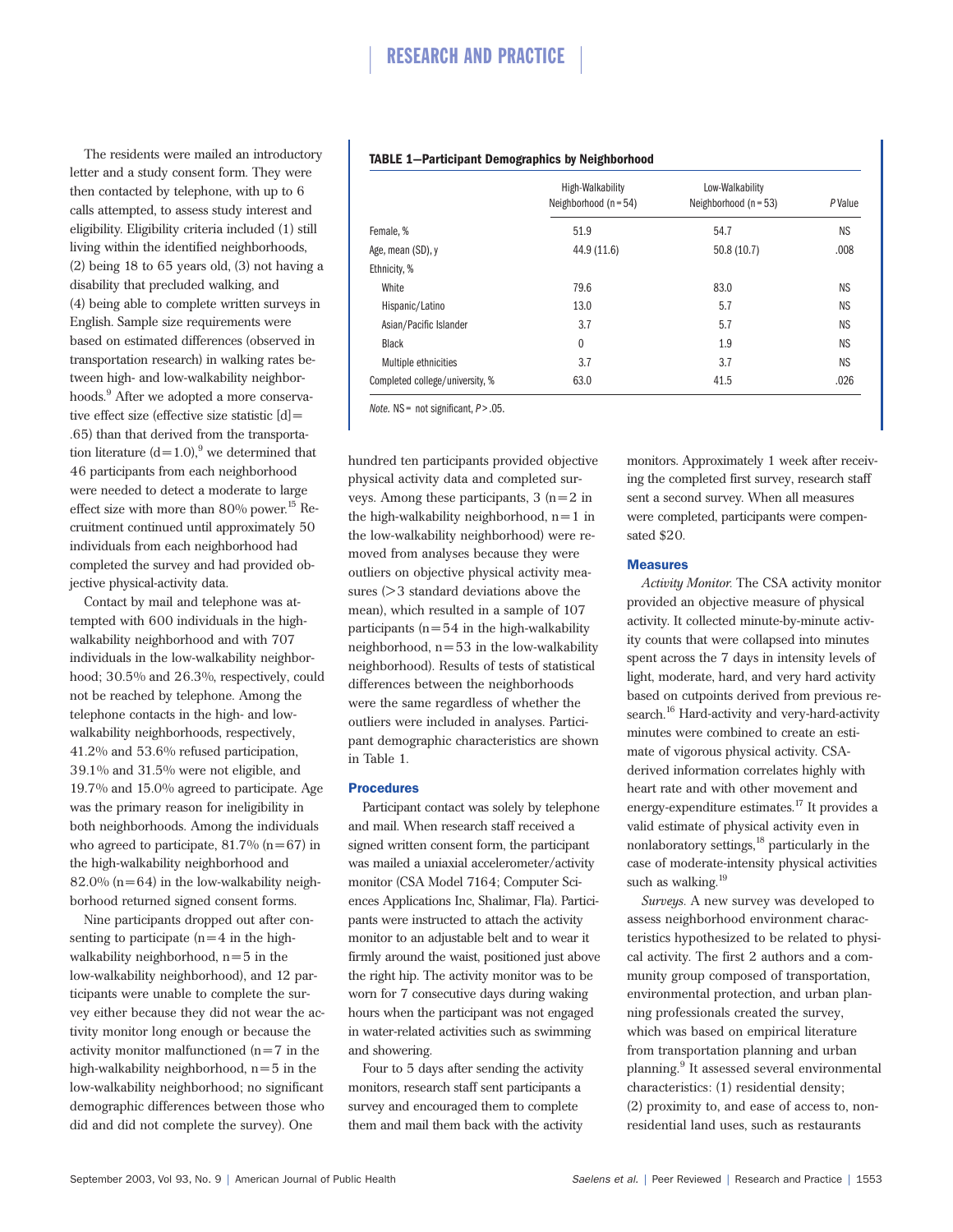The residents were mailed an introductory letter and a study consent form. They were then contacted by telephone, with up to 6 calls attempted, to assess study interest and eligibility. Eligibility criteria included (1) still living within the identified neighborhoods, (2) being 18 to 65 years old, (3) not having a disability that precluded walking, and (4) being able to complete written surveys in English. Sample size requirements were based on estimated differences (observed in transportation research) in walking rates between high- and low-walkability neighborhoods.[9] After we adopted a more conservative effect size (effective size statistic [d]=.65) than that derived from the transportation literature (d=1.0),[9] we determined that 46 participants from each neighborhood were needed to detect a moderate to large effect size with more than 80% power.[15] Recruitment continued until approximately 50 individuals from each neighborhood had completed the survey and had provided objective physical-activity data.

Contact by mail and telephone was attempted with 600 individuals in the high-walkability neighborhood and with 707 individuals in the low-walkability neighborhood; 30.5% and 26.3%, respectively, could not be reached by telephone. Among the telephone contacts in the high- and low-walkability neighborhoods, respectively, 41.2% and 53.6% refused participation, 39.1% and 31.5% were not eligible, and 19.7% and 15.0% agreed to participate. Age was the primary reason for ineligibility in both neighborhoods. Among the individuals who agreed to participate, 81.7% (n=67) in the high-walkability neighborhood and 82.0% (n=64) in the low-walkability neighborhood returned signed consent forms.

Nine participants dropped out after consenting to participate (n=4 in the high-walkability neighborhood, n=5 in the low-walkability neighborhood), and 12 participants were unable to complete the survey either because they did not wear the activity monitor long enough or because the activity monitor malfunctioned (n=7 in the high-walkability neighborhood, n=5 in the low-walkability neighborhood; no significant demographic differences between those who did and did not complete the survey). One hundred ten participants provided objective physical activity data and completed surveys. Among these participants, 3 (n=2 in the high-walkability neighborhood, n=1 in the low-walkability neighborhood) were removed from analyses because they were outliers on objective physical activity measures (>3 standard deviations above the mean), which resulted in a sample of 107 participants (n=54 in the high-walkability neighborhood, n=53 in the low-walkability neighborhood). Results of tests of statistical differences between the neighborhoods were the same regardless of whether the outliers were included in analyses. Participant demographic characteristics are shown in Table 1.

**TABLE 1—Participant Demographics by Neighborhood**

| | High-Walkability Neighborhood (n=54) | Low-Walkability Neighborhood (n=53) | P Value |
|---|---|---|---|
| Female, % | 51.9 | 54.7 | NS |
| Age, mean (SD), y | 44.9 (11.6) | 50.8 (10.7) | .008 |
| Ethnicity, % | | | |
| White | 79.6 | 83.0 | NS |
| Hispanic/Latino | 13.0 | 5.7 | NS |
| Asian/Pacific Islander | 3.7 | 5.7 | NS |
| Black | 0 | 1.9 | NS |
| Multiple ethnicities | 3.7 | 3.7 | NS |
| Completed college/university, % | 63.0 | 41.5 | .026 |

*Note.* NS= not significant, $P>.05$.

### Procedures

Participant contact was solely by telephone and mail. When research staff received a signed written consent form, the participant was mailed a uniaxial accelerometer/activity monitor (CSA Model 7164; Computer Sciences Applications Inc, Shalimar, Fla). Participants were instructed to attach the activity monitor to an adjustable belt and to wear it firmly around the waist, positioned just above the right hip. The activity monitor was to be worn for 7 consecutive days during waking hours when the participant was not engaged in water-related activities such as swimming and showering.

Four to 5 days after sending the activity monitors, research staff sent participants a survey and encouraged them to complete them and mail them back with the activity monitors. Approximately 1 week after receiving the completed first survey, research staff sent a second survey. When all measures were completed, participants were compensated $20.

### Measures

*Activity Monitor.* The CSA activity monitor provided an objective measure of physical activity. It collected minute-by-minute activity counts that were collapsed into minutes spent across the 7 days in intensity levels of light, moderate, hard, and very hard activity based on cutpoints derived from previous research.[16] Hard-activity and very-hard-activity minutes were combined to create an estimate of vigorous physical activity. CSA-derived information correlates highly with heart rate and with other movement and energy-expenditure estimates.[17] It provides a valid estimate of physical activity even in nonlaboratory settings,[18] particularly in the case of moderate-intensity physical activities such as walking.[19]

*Surveys.* A new survey was developed to assess neighborhood environment characteristics hypothesized to be related to physical activity. The first 2 authors and a community group composed of transportation, environmental protection, and urban planning professionals created the survey, which was based on empirical literature from transportation planning and urban planning.[9] It assessed several environmental characteristics: (1) residential density; (2) proximity to, and ease of access to, nonresidential land uses, such as restaurants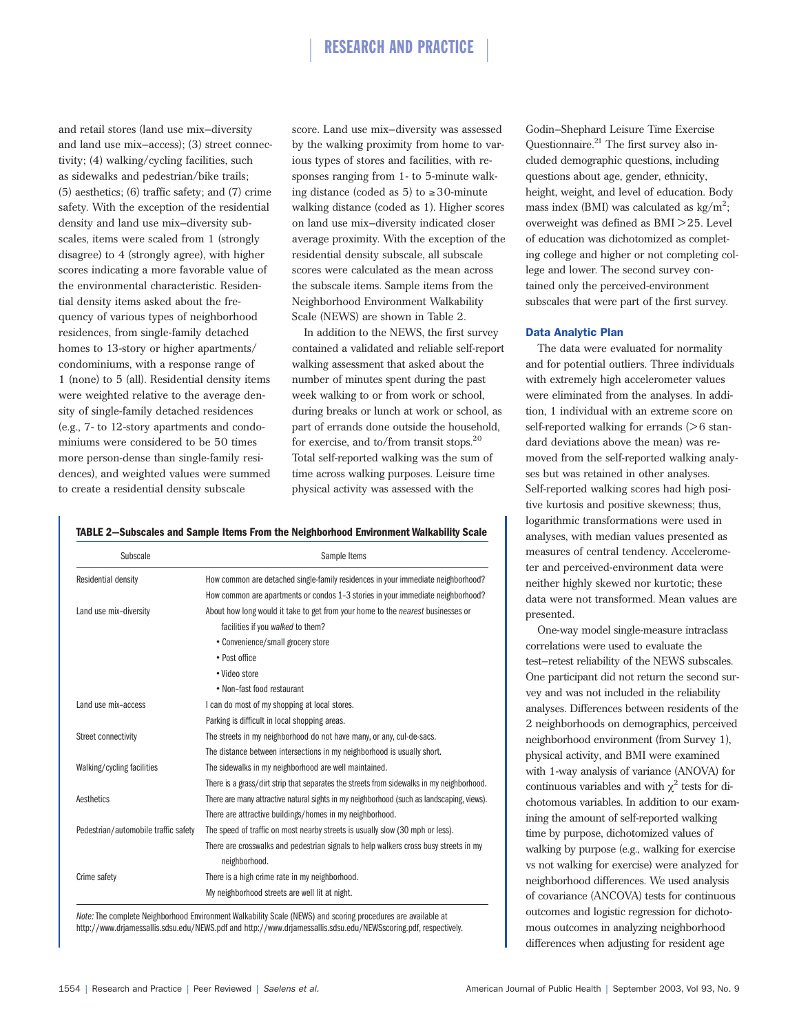and retail stores (land use mix–diversity and land use mix–access); (3) street connectivity; (4) walking/cycling facilities, such as sidewalks and pedestrian/bike trails; (5) aesthetics; (6) traffic safety; and (7) crime safety. With the exception of the residential density and land use mix–diversity subscales, items were scaled from 1 (strongly disagree) to 4 (strongly agree), with higher scores indicating a more favorable value of the environmental characteristic. Residential density items asked about the frequency of various types of neighborhood residences, from single-family detached homes to 13-story or higher apartments/condominiums, with a response range of 1 (none) to 5 (all). Residential density items were weighted relative to the average density of single-family detached residences (e.g., 7- to 12-story apartments and condominiums were considered to be 50 times more person-dense than single-family residences), and weighted values were summed to create a residential density subscale score. Land use mix–diversity was assessed by the walking proximity from home to various types of stores and facilities, with responses ranging from 1- to 5-minute walking distance (coded as 5) to ≥30-minute walking distance (coded as 1). Higher scores on land use mix–diversity indicated closer average proximity. With the exception of the residential density subscale, all subscale scores were calculated as the mean across the subscale items. Sample items from the Neighborhood Environment Walkability Scale (NEWS) are shown in Table 2.

In addition to the NEWS, the first survey contained a validated and reliable self-report walking assessment that asked about the number of minutes spent during the past week walking to or from work or school, during breaks or lunch at work or school, as part of errands done outside the household, for exercise, and to/from transit stops.[20] Total self-reported walking was the sum of time across walking purposes. Leisure time physical activity was assessed with the Godin–Shephard Leisure Time Exercise Questionnaire.[21] The first survey also included demographic questions, including questions about age, gender, ethnicity, height, weight, and level of education. Body mass index (BMI) was calculated as $kg/m^2$; overweight was defined as BMI > 25. Level of education was dichotomized as completing college and higher or not completing college and lower. The second survey contained only the perceived-environment subscales that were part of the first survey.

**TABLE 2—Subscales and Sample Items From the Neighborhood Environment Walkability Scale**

| Subscale | Sample Items |
|---|---|
| Residential density | How common are detached single-family residences in your immediate neighborhood? |
| | How common are apartments or condos 1–3 stories in your immediate neighborhood? |
| Land use mix–diversity | About how long would it take to get from your home to the *nearest* businesses or facilities if you *walked* to them? |
| | • Convenience/small grocery store |
| | • Post office |
| | • Video store |
| | • Non–fast food restaurant |
| Land use mix–access | I can do most of my shopping at local stores. |
| | Parking is difficult in local shopping areas. |
| Street connectivity | The streets in my neighborhood do not have many, or any, cul-de-sacs. |
| | The distance between intersections in my neighborhood is usually short. |
| Walking/cycling facilities | The sidewalks in my neighborhood are well maintained. |
| | There is a grass/dirt strip that separates the streets from sidewalks in my neighborhood. |
| Aesthetics | There are many attractive natural sights in my neighborhood (such as landscaping, views). |
| | There are attractive buildings/homes in my neighborhood. |
| Pedestrian/automobile traffic safety | The speed of traffic on most nearby streets is usually slow (30 mph or less). |
| | There are crosswalks and pedestrian signals to help walkers cross busy streets in my neighborhood. |
| Crime safety | There is a high crime rate in my neighborhood. |
| | My neighborhood streets are well lit at night. |

*Note:* The complete Neighborhood Environment Walkability Scale (NEWS) and scoring procedures are available at http://www.drjamessallis.sdsu.edu/NEWS.pdf and http://www.drjamessallis.sdsu.edu/NEWSscoring.pdf, respectively.

### Data Analytic Plan

The data were evaluated for normality and for potential outliers. Three individuals with extremely high accelerometer values were eliminated from the analyses. In addition, 1 individual with an extreme score on self-reported walking for errands (>6 standard deviations above the mean) was removed from the self-reported walking analyses but was retained in other analyses. Self-reported walking scores had high positive kurtosis and positive skewness; thus, logarithmic transformations were used in analyses, with median values presented as measures of central tendency. Accelerometer and perceived-environment data were neither highly skewed nor kurtotic; these data were not transformed. Mean values are presented.

One-way model single-measure intraclass correlations were used to evaluate the test–retest reliability of the NEWS subscales. One participant did not return the second survey and was not included in the reliability analyses. Differences between residents of the 2 neighborhoods on demographics, perceived neighborhood environment (from Survey 1), physical activity, and BMI were examined with 1-way analysis of variance (ANOVA) for continuous variables and with $\chi^2$ tests for dichotomous variables. In addition to our examining the amount of self-reported walking time by purpose, dichotomized values of walking by purpose (e.g., walking for exercise vs not walking for exercise) were analyzed for neighborhood differences. We used analysis of covariance (ANCOVA) tests for continuous outcomes and logistic regression for dichotomous outcomes in analyzing neighborhood differences when adjusting for resident age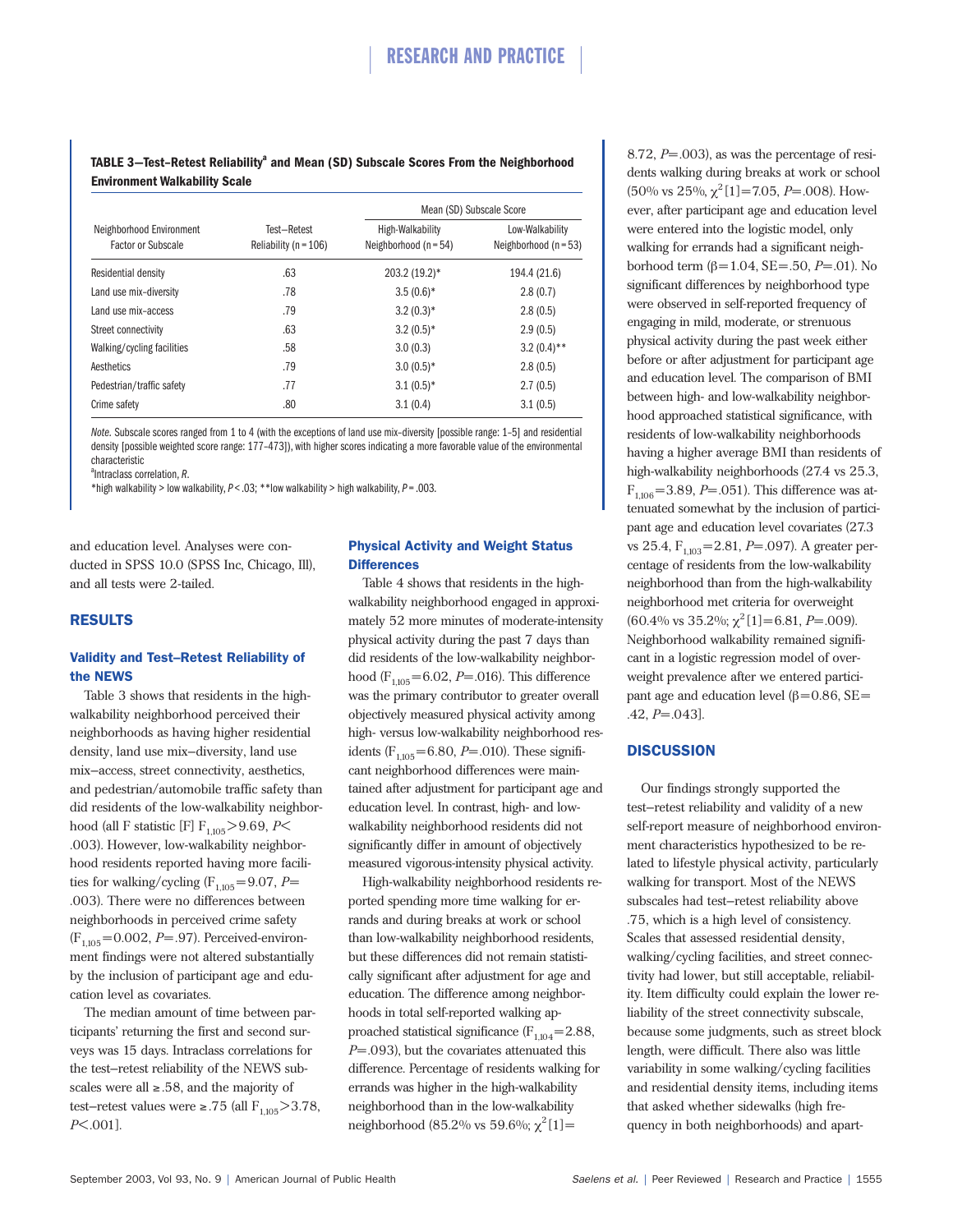**TABLE 3—Test–Retest Reliability[a] and Mean (SD) Subscale Scores From the Neighborhood Environment Walkability Scale**

| Neighborhood Environment Factor or Subscale | Test–Retest Reliability (n = 106) | Mean (SD) Subscale Score | |
|---|---|---|---|
| | | High-Walkability Neighborhood (n = 54) | Low-Walkability Neighborhood (n = 53) |
| Residential density | .63 | 203.2 (19.2)* | 194.4 (21.6) |
| Land use mix–diversity | .78 | 3.5 (0.6)* | 2.8 (0.7) |
| Land use mix–access | .79 | 3.2 (0.3)* | 2.8 (0.5) |
| Street connectivity | .63 | 3.2 (0.5)* | 2.9 (0.5) |
| Walking/cycling facilities | .58 | 3.0 (0.3) | 3.2 (0.4)** |
| Aesthetics | .79 | 3.0 (0.5)* | 2.8 (0.5) |
| Pedestrian/traffic safety | .77 | 3.1 (0.5)* | 2.7 (0.5) |
| Crime safety | .80 | 3.1 (0.4) | 3.1 (0.5) |

*Note.* Subscale scores ranged from 1 to 4 (with the exceptions of land use mix–diversity [possible range: 1–5] and residential density [possible weighted score range: 177–473]), with higher scores indicating a more favorable value of the environmental characteristic.

[a]Intraclass correlation, *R*.

*high walkability > low walkability, $P < .03$; **low walkability > high walkability, $P = .003$.

and education level. Analyses were conducted in SPSS 10.0 (SPSS Inc, Chicago, Ill), and all tests were 2-tailed.

## RESULTS

### Validity and Test–Retest Reliability of the NEWS

Table 3 shows that residents in the high-walkability neighborhood perceived their neighborhoods as having higher residential density, land use mix–diversity, land use mix–access, street connectivity, aesthetics, and pedestrian/automobile traffic safety than did residents of the low-walkability neighborhood (all F statistic [F] $F_{1,105} > 9.69$, $P < .003$). However, low-walkability neighborhood residents reported having more facilities for walking/cycling ($F_{1,105} = 9.07$, $P = .003$). There were no differences between neighborhoods in perceived crime safety ($F_{1,105} = 0.002$, $P = .97$). Perceived-environment findings were not altered substantially by the inclusion of participant age and education level as covariates.

The median amount of time between participants' returning the first and second surveys was 15 days. Intraclass correlations for the test–retest reliability of the NEWS subscales were all ≥.58, and the majority of test–retest values were ≥.75 (all $F_{1,105} > 3.78$, $P < .001$].

### Physical Activity and Weight Status Differences

Table 4 shows that residents in the high-walkability neighborhood engaged in approximately 52 more minutes of moderate-intensity physical activity during the past 7 days than did residents of the low-walkability neighborhood ($F_{1,105} = 6.02$, $P = .016$). This difference was the primary contributor to greater overall objectively measured physical activity among high- versus low-walkability neighborhood residents ($F_{1,105} = 6.80$, $P = .010$). These significant neighborhood differences were maintained after adjustment for participant age and education level. In contrast, high- and low-walkability neighborhood residents did not significantly differ in amount of objectively measured vigorous-intensity physical activity.

High-walkability neighborhood residents reported spending more time walking for errands and during breaks at work or school than low-walkability neighborhood residents, but these differences did not remain statistically significant after adjustment for age and education. The difference among neighborhoods in total self-reported walking approached statistical significance ($F_{1,104} = 2.88$, $P = .093$), but the covariates attenuated this difference. Percentage of residents walking for errands was higher in the high-walkability neighborhood than in the low-walkability neighborhood (85.2% vs 59.6%; $\chi^2[1] = 8.72$, $P = .003$), as was the percentage of residents walking during breaks at work or school (50% vs 25%, $\chi^2[1] = 7.05$, $P = .008$). However, after participant age and education level were entered into the logistic model, only walking for errands had a significant neighborhood term ($\beta = 1.04$, SE = .50, $P = .01$). No significant differences by neighborhood type were observed in self-reported frequency of engaging in mild, moderate, or strenuous physical activity during the past week either before or after adjustment for participant age and education level. The comparison of BMI between high- and low-walkability neighborhood approached statistical significance, with residents of low-walkability neighborhoods having a higher average BMI than residents of high-walkability neighborhoods (27.4 vs 25.3, $F_{1,106} = 3.89$, $P = .051$). This difference was attenuated somewhat by the inclusion of participant age and education level covariates (27.3 vs 25.4, $F_{1,103} = 2.81$, $P = .097$). A greater percentage of residents from the low-walkability neighborhood than from the high-walkability neighborhood met criteria for overweight (60.4% vs 35.2%; $\chi^2[1] = 6.81$, $P = .009$). Neighborhood walkability remained significant in a logistic regression model of overweight prevalence after we entered participant age and education level ($\beta = 0.86$, SE = .42, $P = .043$].

## DISCUSSION

Our findings strongly supported the test–retest reliability and validity of a new self-report measure of neighborhood environment characteristics hypothesized to be related to lifestyle physical activity, particularly walking for transport. Most of the NEWS subscales had test–retest reliability above .75, which is a high level of consistency. Scales that assessed residential density, walking/cycling facilities, and street connectivity had lower, but still acceptable, reliability. Item difficulty could explain the lower reliability of the street connectivity subscale, because some judgments, such as street block length, were difficult. There also was little variability in some walking/cycling facilities and residential density items, including items that asked whether sidewalks (high frequency in both neighborhoods) and apart-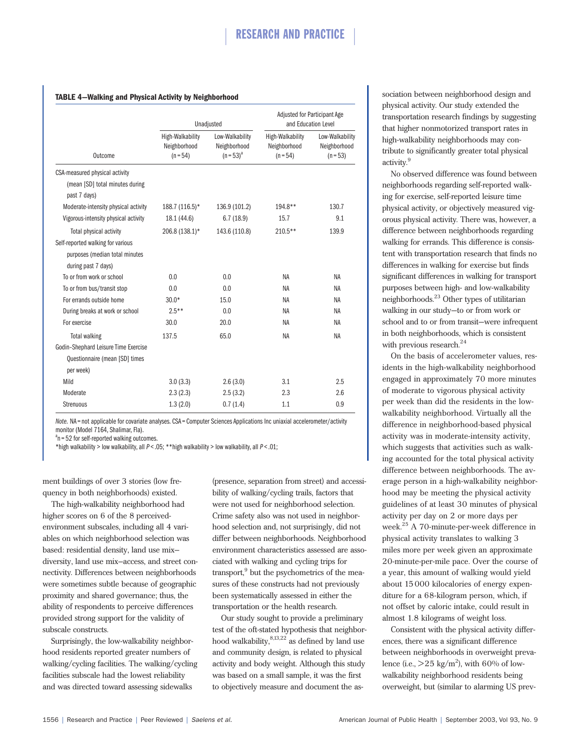**TABLE 4—Walking and Physical Activity by Neighborhood**

| | Unadjusted | | Adjusted for Participant Age and Education Level | |
|---|---|---|---|---|
| Outcome | High-Walkability Neighborhood (n = 54) | Low-Walkability Neighborhood (n = 53)[a] | High-Walkability Neighborhood (n = 54) | Low-Walkability Neighborhood (n = 53) |
| CSA-measured physical activity (mean [SD] total minutes during past 7 days) | | | | |
| Moderate-intensity physical activity | 188.7 (116.5)* | 136.9 (101.2) | 194.8** | 130.7 |
| Vigorous-intensity physical activity | 18.1 (44.6) | 6.7 (18.9) | 15.7 | 9.1 |
| Total physical activity | 206.8 (138.1)* | 143.6 (110.8) | 210.5** | 139.9 |
| Self-reported walking for various purposes (median total minutes during past 7 days) | | | | |
| To or from work or school | 0.0 | 0.0 | NA | NA |
| To or from bus/transit stop | 0.0 | 0.0 | NA | NA |
| For errands outside home | 30.0* | 15.0 | NA | NA |
| During breaks at work or school | 2.5** | 0.0 | NA | NA |
| For exercise | 30.0 | 20.0 | NA | NA |
| Total walking | 137.5 | 65.0 | NA | NA |
| Godin-Shephard Leisure Time Exercise Questionnaire (mean [SD] times per week) | | | | |
| Mild | 3.0 (3.3) | 2.6 (3.0) | 3.1 | 2.5 |
| Moderate | 2.3 (2.3) | 2.5 (3.2) | 2.3 | 2.6 |
| Strenuous | 1.3 (2.0) | 0.7 (1.4) | 1.1 | 0.9 |

*Note.* NA = not applicable for covariate analyses. CSA = Computer Sciences Applications Inc uniaxial accelerometer/activity monitor (Model 7164, Shalimar, Fla).
[a]n = 52 for self-reported walking outcomes.
*high walkability > low walkability, all $P < .05$; **high walkability > low walkability, all $P < .01$;

ment buildings of over 3 stories (low frequency in both neighborhoods) existed.

The high-walkability neighborhood had higher scores on 6 of the 8 perceived-environment subscales, including all 4 variables on which neighborhood selection was based: residential density, land use mix–diversity, land use mix–access, and street connectivity. Differences between neighborhoods were sometimes subtle because of geographic proximity and shared governance; thus, the ability of respondents to perceive differences provided strong support for the validity of subscale constructs.

Surprisingly, the low-walkability neighborhood residents reported greater numbers of walking/cycling facilities. The walking/cycling facilities subscale had the lowest reliability and was directed toward assessing sidewalks (presence, separation from street) and accessibility of walking/cycling trails, factors that were not used for neighborhood selection. Crime safety also was not used in neighborhood selection and, not surprisingly, did not differ between neighborhoods. Neighborhood environment characteristics assessed are associated with walking and cycling trips for transport,[9] but the psychometrics of the measures of these constructs had not previously been systematically assessed in either the transportation or the health research.

Our study sought to provide a preliminary test of the oft-stated hypothesis that neighborhood walkability,[8,13,22] as defined by land use and community design, is related to physical activity and body weight. Although this study was based on a small sample, it was the first to objectively measure and document the association between neighborhood design and physical activity. Our study extended the transportation research findings by suggesting that higher nonmotorized transport rates in high-walkability neighborhoods may contribute to significantly greater total physical activity.[9]

No observed difference was found between neighborhoods regarding self-reported walking for exercise, self-reported leisure time physical activity, or objectively measured vigorous physical activity. There was, however, a difference between neighborhoods regarding walking for errands. This difference is consistent with transportation research that finds no differences in walking for exercise but finds significant differences in walking for transport purposes between high- and low-walkability neighborhoods.[23] Other types of utilitarian walking in our study—to or from work or school and to or from transit—were infrequent in both neighborhoods, which is consistent with previous research.[24]

On the basis of accelerometer values, residents in the high-walkability neighborhood engaged in approximately 70 more minutes of moderate to vigorous physical activity per week than did the residents in the low-walkability neighborhood. Virtually all the difference in neighborhood-based physical activity was in moderate-intensity activity, which suggests that activities such as walking accounted for the total physical activity difference between neighborhoods. The average person in a high-walkability neighborhood may be meeting the physical activity guidelines of at least 30 minutes of physical activity per day on 2 or more days per week.[25] A 70-minute-per-week difference in physical activity translates to walking 3 miles more per week given an approximate 20-minute-per-mile pace. Over the course of a year, this amount of walking would yield about 15 000 kilocalories of energy expenditure for a 68-kilogram person, which, if not offset by caloric intake, could result in almost 1.8 kilograms of weight loss.

Consistent with the physical activity differences, there was a significant difference between neighborhoods in overweight prevalence (i.e., $>25$ kg/m$^2$), with 60% of low-walkability neighborhood residents being overweight, but (similar to alarming US prev-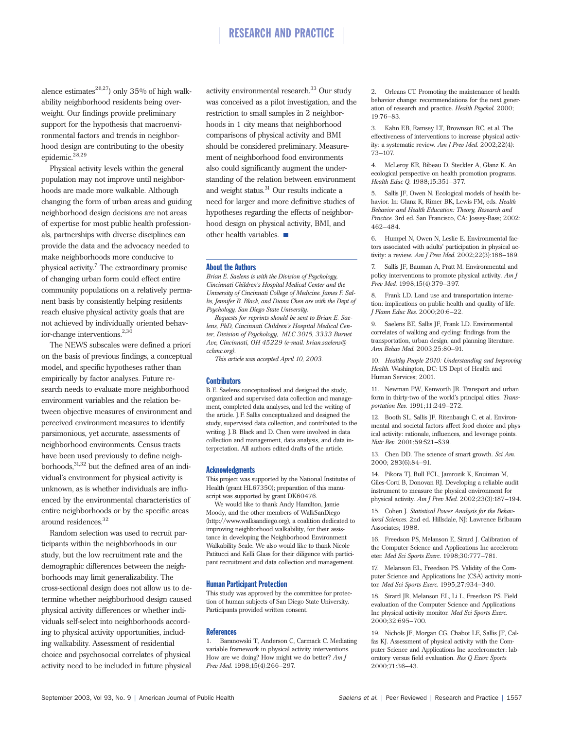alence estimates[26,27]) only 35% of high walkability neighborhood residents being overweight. Our findings provide preliminary support for the hypothesis that macroenvironmental factors and trends in neighborhood design are contributing to the obesity epidemic.[28,29]

Physical activity levels within the general population may not improve until neighborhoods are made more walkable. Although changing the form of urban areas and guiding neighborhood design decisions are not areas of expertise for most public health professionals, partnerships with diverse disciplines can provide the data and the advocacy needed to make neighborhoods more conducive to physical activity.[7] The extraordinary promise of changing urban form could effect entire community populations on a relatively permanent basis by consistently helping residents reach elusive physical activity goals that are not achieved by individually oriented behavior-change interventions.[2,30]

The NEWS subscales were defined a priori on the basis of previous findings, a conceptual model, and specific hypotheses rather than empirically by factor analyses. Future research needs to evaluate more neighborhood environment variables and the relation between objective measures of environment and perceived environment measures to identify parsimonious, yet accurate, assessments of neighborhood environments. Census tracts have been used previously to define neighborhoods,[31,32] but the defined area of an individual's environment for physical activity is unknown, as is whether individuals are influenced by the environmental characteristics of entire neighborhoods or by the specific areas around residences.[32]

Random selection was used to recruit participants within the neighborhoods in our study, but the low recruitment rate and the demographic differences between the neighborhoods may limit generalizability. The cross-sectional design does not allow us to determine whether neighborhood design caused physical activity differences or whether individuals self-select into neighborhoods according to physical activity opportunities, including walkability. Assessment of residential choice and psychosocial correlates of physical activity need to be included in future physical activity environmental research.[33] Our study was conceived as a pilot investigation, and the restriction to small samples in 2 neighborhoods in 1 city means that neighborhood comparisons of physical activity and BMI should be considered preliminary. Measurement of neighborhood food environments also could significantly augment the understanding of the relation between environment and weight status.[31] Our results indicate a need for larger and more definitive studies of hypotheses regarding the effects of neighborhood design on physical activity, BMI, and other health variables. ■

## About the Authors

*Brian E. Saelens is with the Division of Psychology, Cincinnati Children's Hospital Medical Center and the University of Cincinnati College of Medicine. James F. Sallis, Jennifer B. Black, and Diana Chen are with the Dept of Psychology, San Diego State University.*

*Requests for reprints should be sent to Brian E. Saelens, PhD, Cincinnati Children's Hospital Medical Center, Division of Psychology, MLC 3015, 3333 Burnet Ave, Cincinnati, OH 45229 (e-mail: brian.saelens@cchmc.org).*

*This article was accepted April 10, 2003.*

## Contributors

B.E. Saelens conceptualized and designed the study, organized and supervised data collection and management, completed data analyses, and led the writing of the article. J.F. Sallis conceptualized and designed the study, supervised data collection, and contributed to the writing. J.B. Black and D. Chen were involved in data collection and management, data analysis, and data interpretation. All authors edited drafts of the article.

## Acknowledgments

This project was supported by the National Institutes of Health (grant HL67350); preparation of this manuscript was supported by grant DK60476.

We would like to thank Andy Hamilton, Jamie Moody, and the other members of WalkSanDiego (http://www.walksandiego.org), a coalition dedicated to improving neighborhood walkability, for their assistance in developing the Neighborhood Environment Walkability Scale. We also would like to thank Nicole Patitucci and Kelli Glass for their diligence with participant recruitment and data collection and management.

## Human Participant Protection

This study was approved by the committee for protection of human subjects of San Diego State University. Participants provided written consent.

## References

1. Baranowski T, Anderson C, Carmack C. Mediating variable framework in physical activity interventions. How are we doing? How might we do better? *Am J Prev Med.* 1998;15(4):266–297.

2. Orleans CT. Promoting the maintenance of health behavior change: recommendations for the next generation of research and practice. *Health Psychol.* 2000; 19:76–83.

3. Kahn EB, Ramsey LT, Brownson RC, et al. The effectiveness of interventions to increase physical activity: a systematic review. *Am J Prev Med.* 2002;22(4): 73–107.

4. McLeroy KR, Bibeau D, Steckler A, Glanz K. An ecological perspective on health promotion programs. *Health Educ Q.* 1988;15:351–377.

5. Sallis JF, Owen N. Ecological models of health behavior. In: Glanz K, Rimer BK, Lewis FM, eds. *Health Behavior and Health Education: Theory, Research and Practice.* 3rd ed. San Francisco, CA: Jossey-Bass; 2002: 462–484.

6. Humpel N, Owen N, Leslie E. Environmental factors associated with adults' participation in physical activity: a review. *Am J Prev Med.* 2002;22(3):188–189.

7. Sallis JF, Bauman A, Pratt M. Environmental and policy interventions to promote physical activity. *Am J Prev Med.* 1998;15(4):379–397.

8. Frank LD. Land use and transportation interaction: implications on public health and quality of life. *J Plann Educ Res.* 2000;20:6–22.

9. Saelens BE, Sallis JF, Frank LD. Environmental correlates of walking and cycling: findings from the transportation, urban design, and planning literature. *Ann Behav Med.* 2003;25:80–91.

10. *Healthy People 2010: Understanding and Improving Health.* Washington, DC: US Dept of Health and Human Services; 2001.

11. Newman PW, Kenworth JR. Transport and urban form in thirty-two of the world's principal cities. *Transportation Rev.* 1991;11:249–272.

12. Booth SL, Sallis JF, Ritenbaugh C, et al. Environmental and societal factors affect food choice and physical activity: rationale, influences, and leverage points. *Nutr Rev.* 2001;59:S21–S39.

13. Chen DD. The science of smart growth. *Sci Am.* 2000; 283(6):84–91.

14. Pikora TJ, Bull FCL, Jamrozik K, Knuiman M, Giles-Corti B, Donovan RJ. Developing a reliable audit instrument to measure the physical environment for physical activity. *Am J Prev Med.* 2002;23(3):187–194.

15. Cohen J. *Statistical Power Analysis for the Behavioral Sciences.* 2nd ed. Hillsdale, NJ: Lawrence Erlbaum Associates; 1988.

16. Freedson PS, Melanson E, Sirard J. Calibration of the Computer Science and Applications Inc accelerometer. *Med Sci Sports Exerc.* 1998;30:777–781.

17. Melanson EL, Freedson PS. Validity of the Computer Science and Applications Inc (CSA) activity monitor. *Med Sci Sports Exerc.* 1995;27:934–340.

18. Sirard JR, Melanson EL, Li L, Freedson PS. Field evaluation of the Computer Science and Applications Inc physical activity monitor. *Med Sci Sports Exerc.* 2000;32:695–700.

19. Nichols JF, Morgan CG, Chabot LE, Sallis JF, Calfas KJ. Assessment of physical activity with the Computer Science and Applications Inc accelerometer: laboratory versus field evaluation. *Res Q Exerc Sports.* 2000;71:36–43.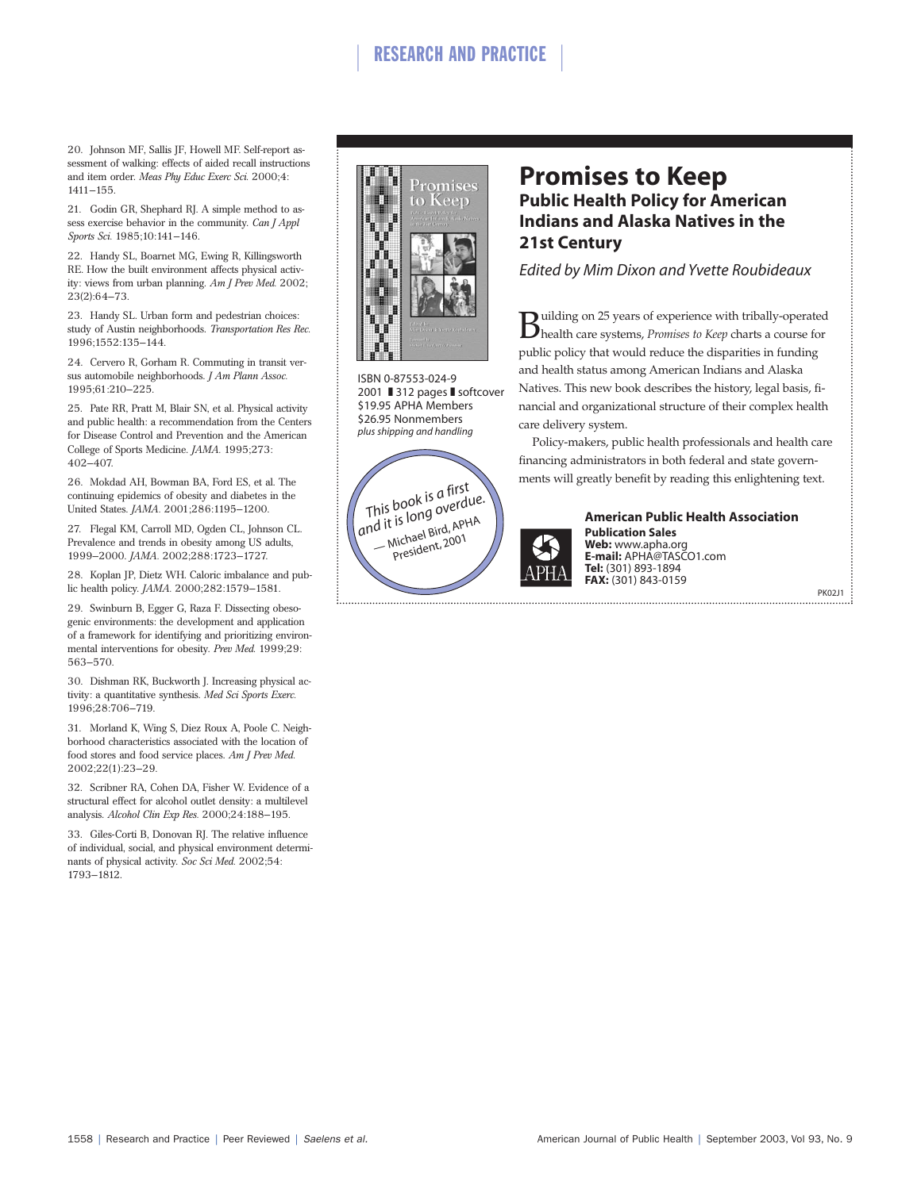20. Johnson MF, Sallis JF, Howell MF. Self-report assessment of walking: effects of aided recall instructions and item order. *Meas Phy Educ Exerc Sci.* 2000;4:1411–155.

21. Godin GR, Shephard RJ. A simple method to assess exercise behavior in the community. *Can J Appl Sports Sci.* 1985;10:141–146.

22. Handy SL, Boarnet MG, Ewing R, Killingsworth RE. How the built environment affects physical activity: views from urban planning. *Am J Prev Med.* 2002;23(2):64–73.

23. Handy SL. Urban form and pedestrian choices: study of Austin neighborhoods. *Transportation Res Rec.* 1996;1552:135–144.

24. Cervero R, Gorham R. Commuting in transit versus automobile neighborhoods. *J Am Plann Assoc.* 1995;61:210–225.

25. Pate RR, Pratt M, Blair SN, et al. Physical activity and public health: a recommendation from the Centers for Disease Control and Prevention and the American College of Sports Medicine. *JAMA.* 1995;273:402–407.

26. Mokdad AH, Bowman BA, Ford ES, et al. The continuing epidemics of obesity and diabetes in the United States. *JAMA.* 2001;286:1195–1200.

27. Flegal KM, Carroll MD, Ogden CL, Johnson CL. Prevalence and trends in obesity among US adults, 1999–2000. *JAMA.* 2002;288:1723–1727.

28. Koplan JP, Dietz WH. Caloric imbalance and public health policy. *JAMA.* 2000;282:1579–1581.

29. Swinburn B, Egger G, Raza F. Dissecting obesogenic environments: the development and application of a framework for identifying and prioritizing environmental interventions for obesity. *Prev Med.* 1999;29:563–570.

30. Dishman RK, Buckworth J. Increasing physical activity: a quantitative synthesis. *Med Sci Sports Exerc.* 1996;28:706–719.

31. Morland K, Wing S, Diez Roux A, Poole C. Neighborhood characteristics associated with the location of food stores and food service places. *Am J Prev Med.* 2002;22(1):23–29.

32. Scribner RA, Cohen DA, Fisher W. Evidence of a structural effect for alcohol outlet density: a multilevel analysis. *Alcohol Clin Exp Res.* 2000;24:188–195.

33. Giles-Corti B, Donovan RJ. The relative influence of individual, social, and physical environment determinants of physical activity. *Soc Sci Med.* 2002;54:1793–1812.

# Promises to Keep

## Public Health Policy for American Indians and Alaska Natives in the 21st Century

*Edited by Mim Dixon and Yvette Roubideaux*

ISBN 0-87553-024-9
2001 ▌312 pages ▌softcover
$19.95 APHA Members
$26.95 Nonmembers
*plus shipping and handling*

*This book is a first and it is long overdue.*
— Michael Bird, APHA President, 2001

Building on 25 years of experience with tribally-operated health care systems, *Promises to Keep* charts a course for public policy that would reduce the disparities in funding and health status among American Indians and Alaska Natives. This new book describes the history, legal basis, financial and organizational structure of their complex health care delivery system.

Policy-makers, public health professionals and health care financing administrators in both federal and state governments will greatly benefit by reading this enlightening text.

**American Public Health Association**
**Publication Sales**
**Web:** www.apha.org
**E-mail:** APHA@TASCO1.com
**Tel:** (301) 893-1894
**FAX:** (301) 843-0159

PK02J1